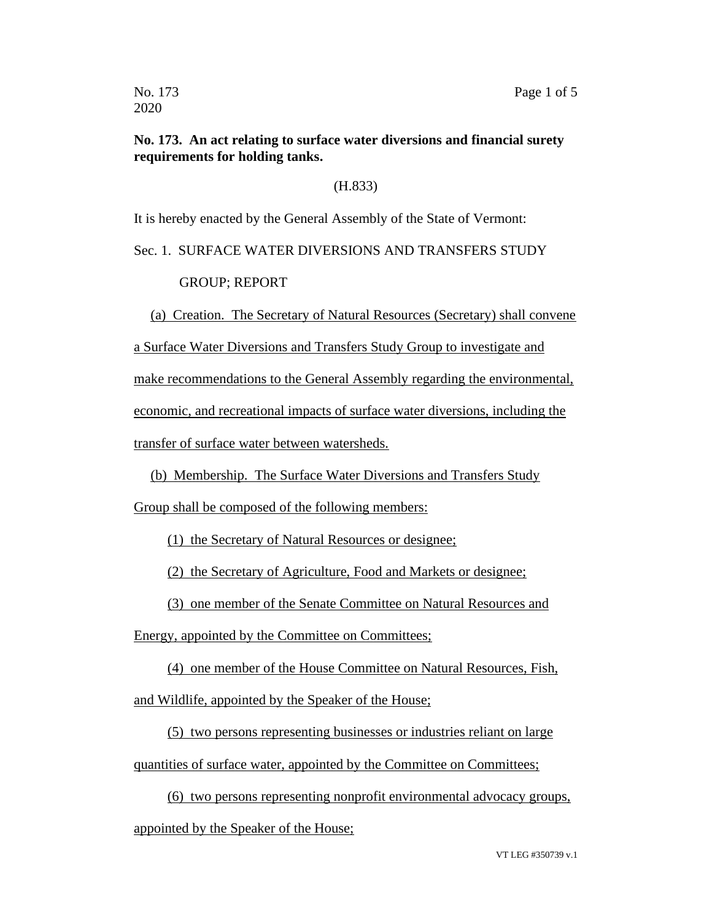**No. 173. An act relating to surface water diversions and financial surety requirements for holding tanks.**

(H.833)

It is hereby enacted by the General Assembly of the State of Vermont:

Sec. 1. SURFACE WATER DIVERSIONS AND TRANSFERS STUDY GROUP; REPORT

(a) Creation. The Secretary of Natural Resources (Secretary) shall convene a Surface Water Diversions and Transfers Study Group to investigate and make recommendations to the General Assembly regarding the environmental, economic, and recreational impacts of surface water diversions, including the transfer of surface water between watersheds.

(b) Membership. The Surface Water Diversions and Transfers Study Group shall be composed of the following members:

(1) the Secretary of Natural Resources or designee;

(2) the Secretary of Agriculture, Food and Markets or designee;

(3) one member of the Senate Committee on Natural Resources and Energy, appointed by the Committee on Committees;

(4) one member of the House Committee on Natural Resources, Fish, and Wildlife, appointed by the Speaker of the House;

(5) two persons representing businesses or industries reliant on large quantities of surface water, appointed by the Committee on Committees;

(6) two persons representing nonprofit environmental advocacy groups, appointed by the Speaker of the House;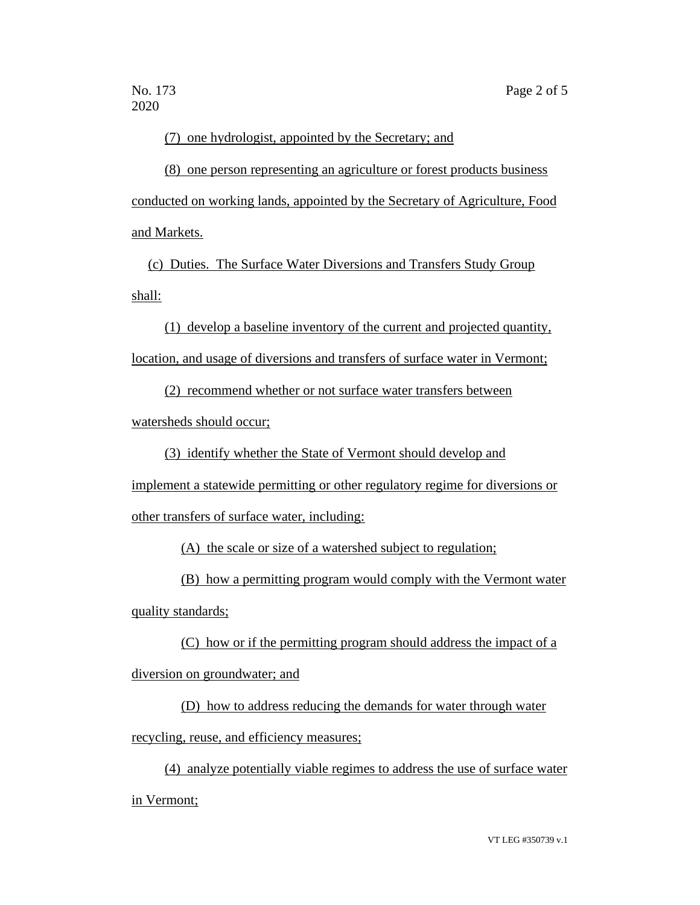(7) one hydrologist, appointed by the Secretary; and

(8) one person representing an agriculture or forest products business conducted on working lands, appointed by the Secretary of Agriculture, Food and Markets.

(c) Duties. The Surface Water Diversions and Transfers Study Group shall:

(1) develop a baseline inventory of the current and projected quantity, location, and usage of diversions and transfers of surface water in Vermont;

(2) recommend whether or not surface water transfers between watersheds should occur;

(3) identify whether the State of Vermont should develop and implement a statewide permitting or other regulatory regime for diversions or other transfers of surface water, including:

(A) the scale or size of a watershed subject to regulation;

(B) how a permitting program would comply with the Vermont water quality standards;

(C) how or if the permitting program should address the impact of a diversion on groundwater; and

(D) how to address reducing the demands for water through water recycling, reuse, and efficiency measures;

(4) analyze potentially viable regimes to address the use of surface water in Vermont;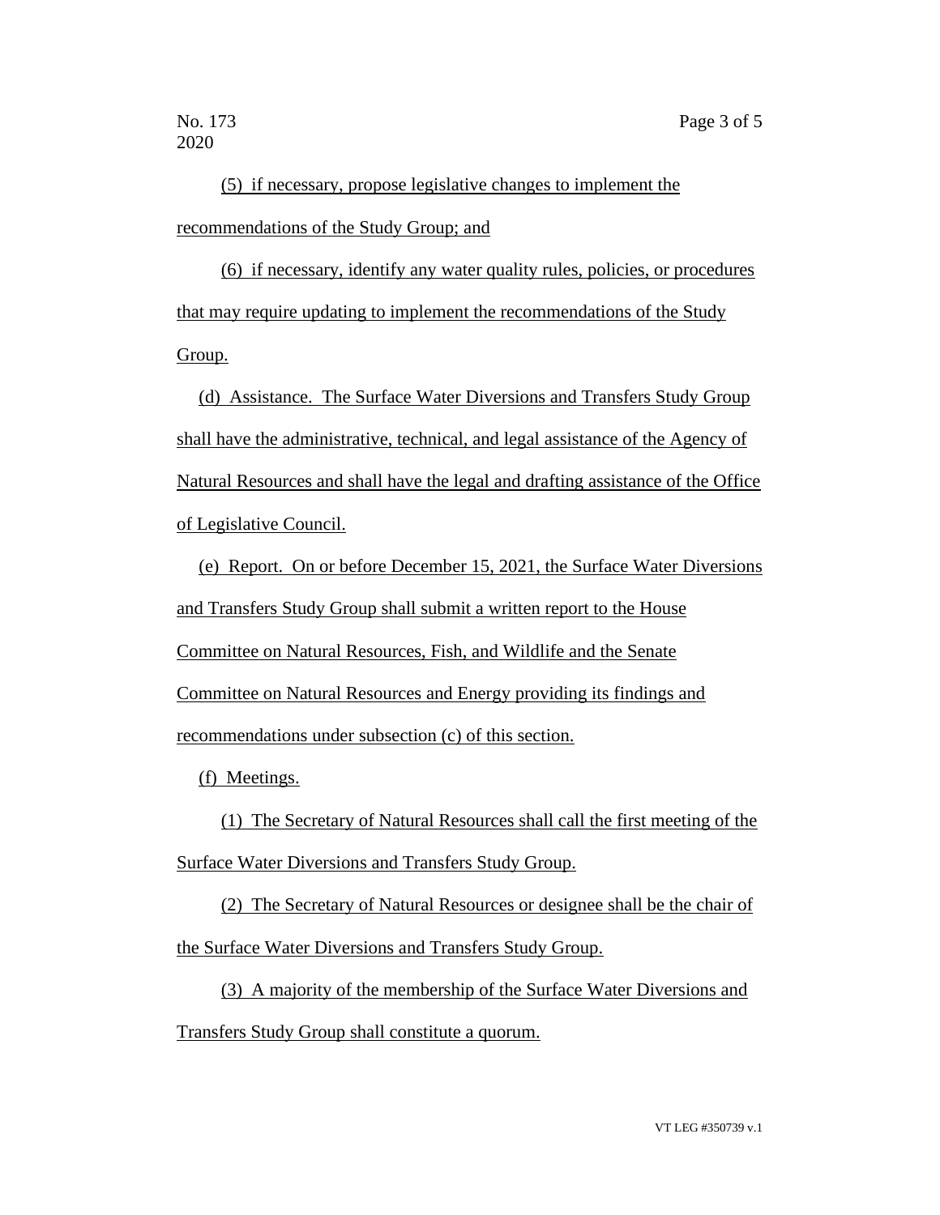(5) if necessary, propose legislative changes to implement the recommendations of the Study Group; and

(6) if necessary, identify any water quality rules, policies, or procedures that may require updating to implement the recommendations of the Study Group.

(d) Assistance. The Surface Water Diversions and Transfers Study Group shall have the administrative, technical, and legal assistance of the Agency of Natural Resources and shall have the legal and drafting assistance of the Office of Legislative Council.

(e) Report. On or before December 15, 2021, the Surface Water Diversions and Transfers Study Group shall submit a written report to the House Committee on Natural Resources, Fish, and Wildlife and the Senate Committee on Natural Resources and Energy providing its findings and recommendations under subsection (c) of this section.

(f) Meetings.

(1) The Secretary of Natural Resources shall call the first meeting of the Surface Water Diversions and Transfers Study Group.

(2) The Secretary of Natural Resources or designee shall be the chair of the Surface Water Diversions and Transfers Study Group.

(3) A majority of the membership of the Surface Water Diversions and Transfers Study Group shall constitute a quorum.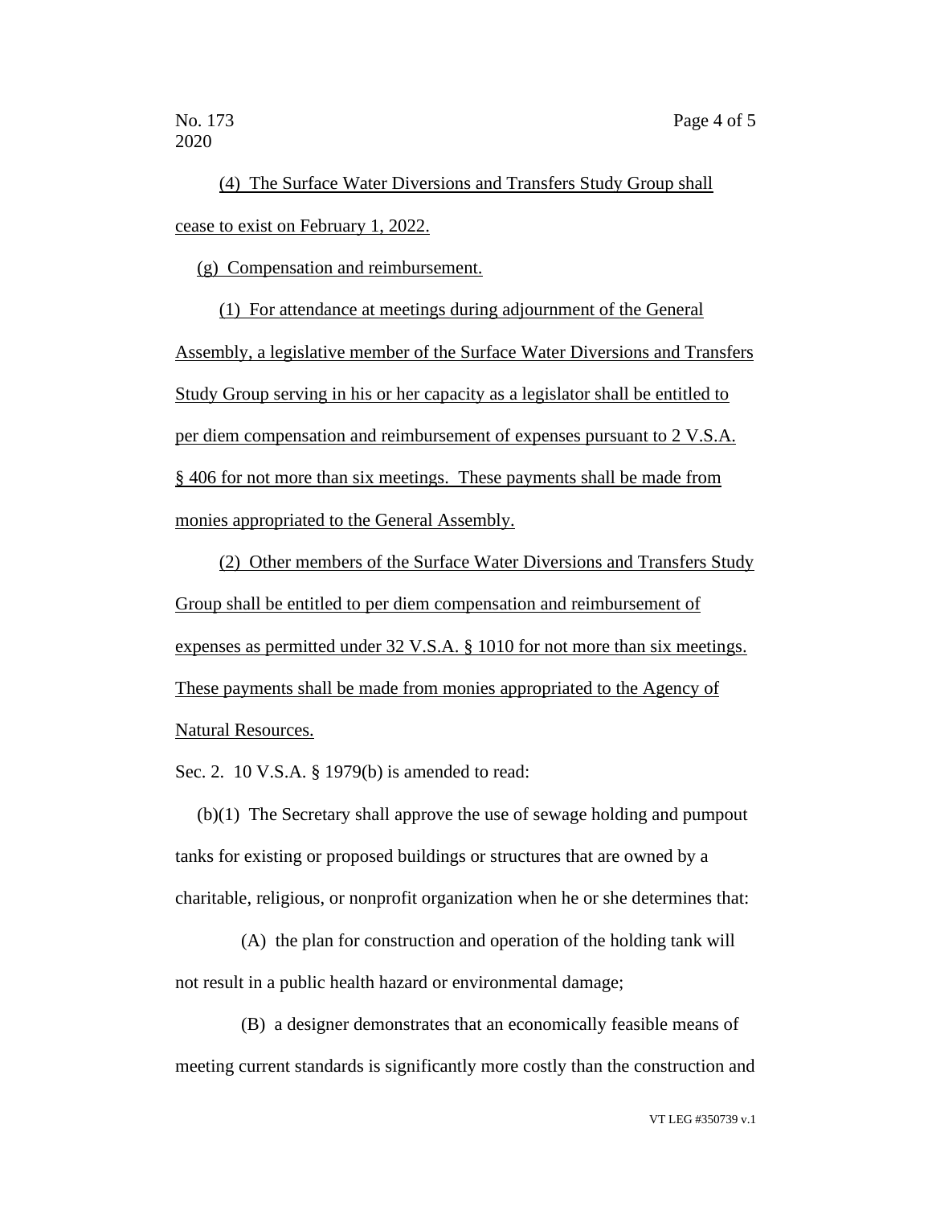(4) The Surface Water Diversions and Transfers Study Group shall cease to exist on February 1, 2022.

(g) Compensation and reimbursement.

(1) For attendance at meetings during adjournment of the General Assembly, a legislative member of the Surface Water Diversions and Transfers Study Group serving in his or her capacity as a legislator shall be entitled to per diem compensation and reimbursement of expenses pursuant to 2 V.S.A. § 406 for not more than six meetings. These payments shall be made from monies appropriated to the General Assembly.

(2) Other members of the Surface Water Diversions and Transfers Study Group shall be entitled to per diem compensation and reimbursement of expenses as permitted under 32 V.S.A. § 1010 for not more than six meetings. These payments shall be made from monies appropriated to the Agency of Natural Resources.

Sec. 2. 10 V.S.A. § 1979(b) is amended to read:

(b)(1) The Secretary shall approve the use of sewage holding and pumpout tanks for existing or proposed buildings or structures that are owned by a charitable, religious, or nonprofit organization when he or she determines that:

(A) the plan for construction and operation of the holding tank will not result in a public health hazard or environmental damage;

(B) a designer demonstrates that an economically feasible means of meeting current standards is significantly more costly than the construction and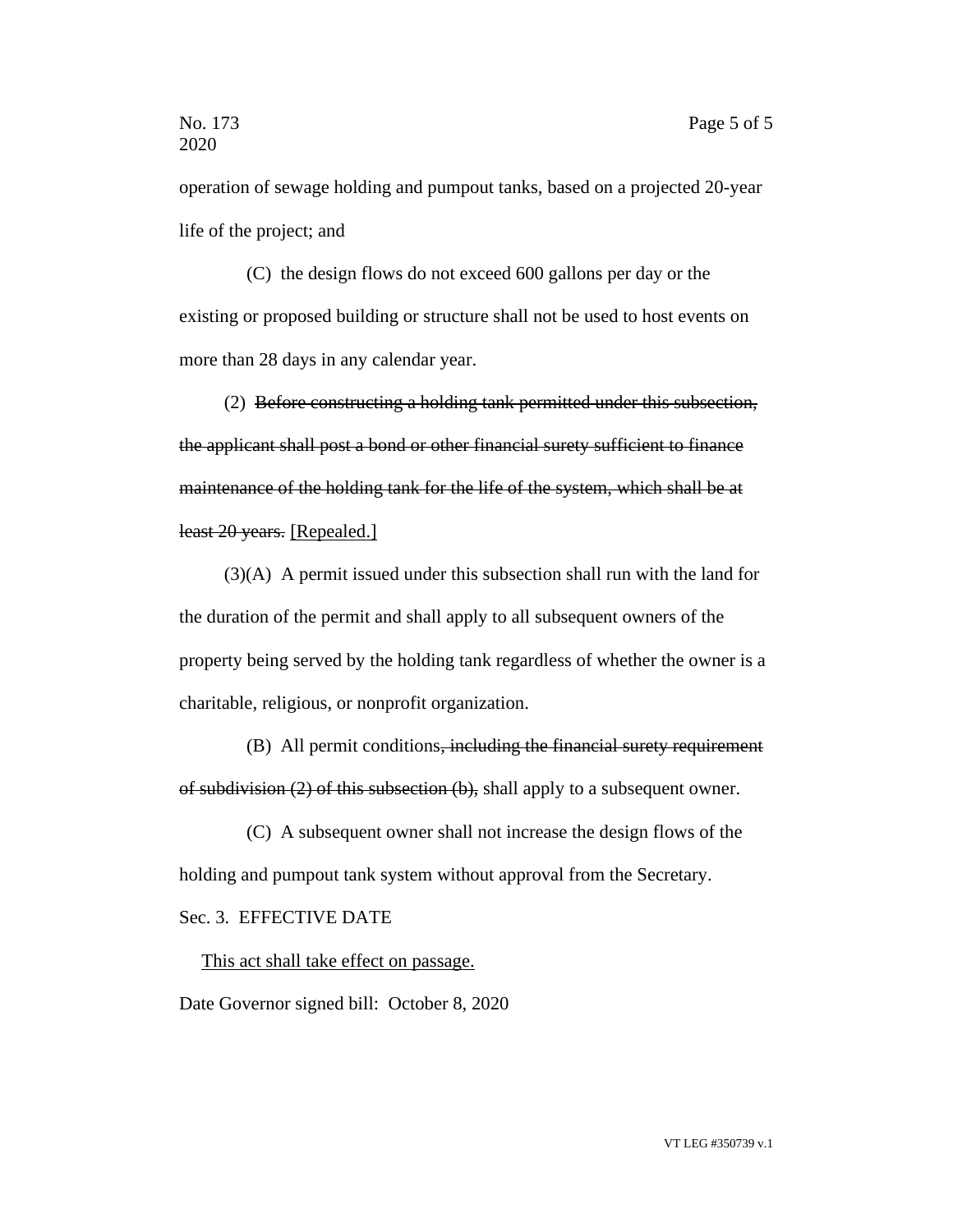operation of sewage holding and pumpout tanks, based on a projected 20-year life of the project; and

(C) the design flows do not exceed 600 gallons per day or the existing or proposed building or structure shall not be used to host events on more than 28 days in any calendar year.

(2) ~~Before constructing a holding tank permitted under this subsection, the applicant shall post a bond or other financial surety sufficient to finance maintenance of the holding tank for the life of the system, which shall be at least 20 years.~~ <u>[Repealed.]</u>

(3)(A) A permit issued under this subsection shall run with the land for the duration of the permit and shall apply to all subsequent owners of the property being served by the holding tank regardless of whether the owner is a charitable, religious, or nonprofit organization.

(B) All permit conditions~~, including the financial surety requirement of subdivision (2) of this subsection (b),~~ shall apply to a subsequent owner.

(C) A subsequent owner shall not increase the design flows of the holding and pumpout tank system without approval from the Secretary.

Sec. 3. EFFECTIVE DATE

<u>This act shall take effect on passage.</u>

Date Governor signed bill: October 8, 2020